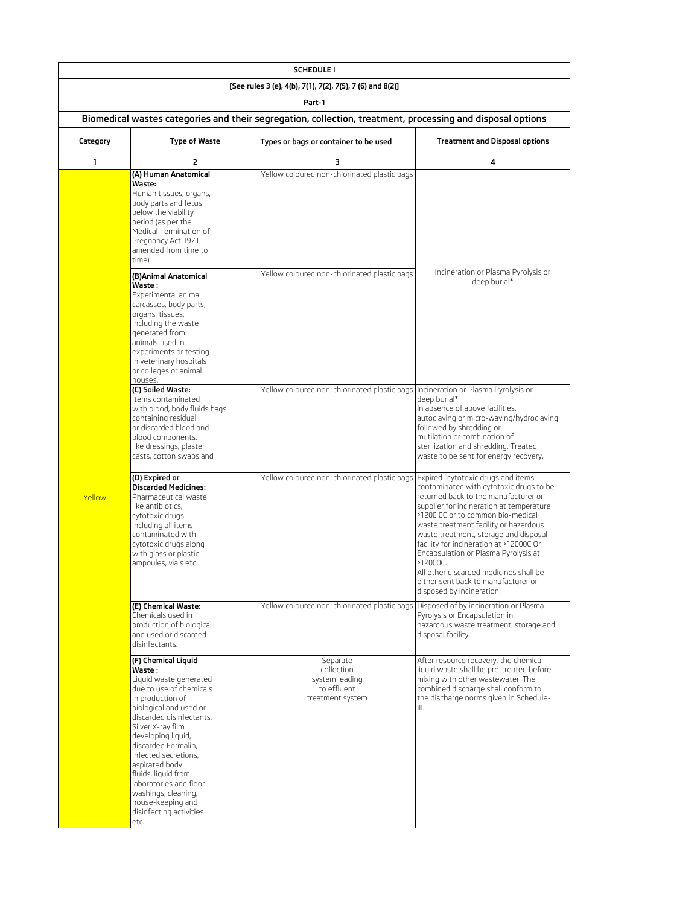| SCHEDULE I | | | |
|---|---|---|---|
| [See rules 3 (e), 4(b), 7(1), 7(2), 7(5), 7 (6) and 8(2)] | | | |
| Part-1 | | | |
| **Biomedical wastes categories and their segregation, collection, treatment, processing and disposal options** | | | |
| **Category** | **Type of Waste** | **Types or bags or container to be used** | **Treatment and Disposal options** |
| **1** | **2** | **3** | **4** |
| Yellow | **(A) Human Anatomical Waste:** Human tissues, organs, body parts and fetus below the viability period (as per the Medical Termination of Pregnancy Act 1971, amended from time to time). | Yellow coloured non-chlorinated plastic bags | Incineration or Plasma Pyrolysis or deep burial* |
| | **(B)Animal Anatomical Waste :** Experimental animal carcasses, body parts, organs, tissues, including the waste generated from animals used in experiments or testing in veterinary hospitals or colleges or animal houses. | Yellow coloured non-chlorinated plastic bags | |
| | **(C) Soiled Waste:** Items contaminated with blood, body fluids bags containing residual or discarded blood and blood components. like dressings, plaster casts, cotton swabs and | Yellow coloured non-chlorinated plastic bags | Incineration or Plasma Pyrolysis or deep burial* In absence of above facilities, autoclaving or micro-waving/hydroclaving followed by shredding or mutilation or combination of sterilization and shredding. Treated waste to be sent for energy recovery. |
| | **(D) Expired or Discarded Medicines:** Pharmaceutical waste like antibiotics, cytotoxic drugs including all items contaminated with cytotoxic drugs along with glass or plastic ampoules, vials etc. | Yellow coloured non-chlorinated plastic bags | Expired `cytotoxic drugs and items contaminated with cytotoxic drugs to be returned back to the manufacturer or supplier for incineration at temperature >1200 0C or to common bio-medical waste treatment facility or hazardous waste treatment, storage and disposal facility for incineration at >12000C Or Encapsulation or Plasma Pyrolysis at >12000C. All other discarded medicines shall be either sent back to manufacturer or disposed by incineration. |
| | **(E) Chemical Waste:** Chemicals used in production of biological and used or discarded disinfectants. | Yellow coloured non-chlorinated plastic bags | Disposed of by incineration or Plasma Pyrolysis or Encapsulation in hazardous waste treatment, storage and disposal facility. |
| | **(F) Chemical Liquid Waste :** Liquid waste generated due to use of chemicals in production of biological and used or discarded disinfectants, Silver X-ray film developing liquid, discarded Formalin, infected secretions, aspirated body fluids, liquid from laboratories and floor washings, cleaning, house-keeping and disinfecting activities etc. | Separate collection system leading to effluent treatment system | After resource recovery, the chemical liquid waste shall be pre-treated before mixing with other wastewater. The combined discharge shall conform to the discharge norms given in Schedule- III. |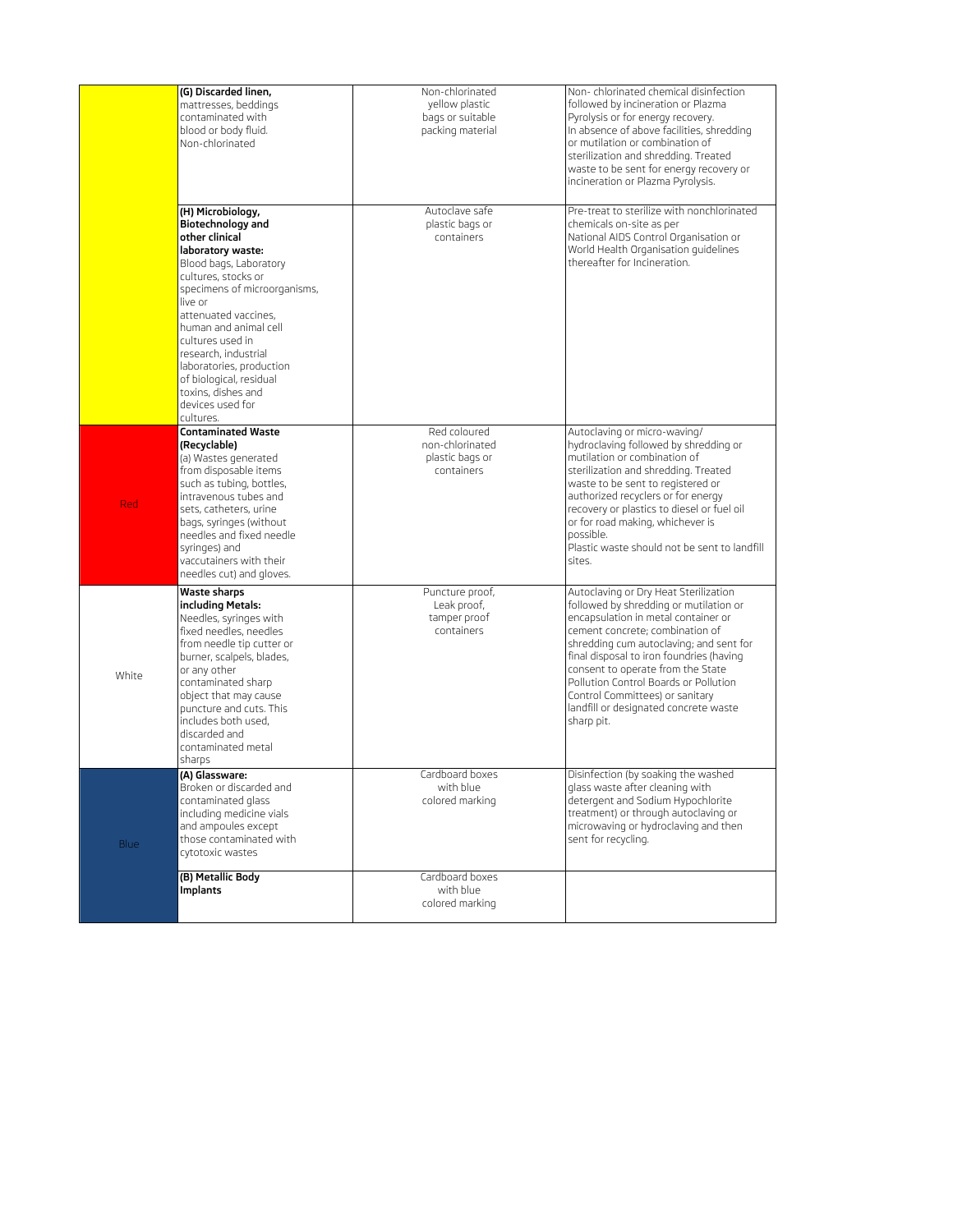| | | | |
|---|---|---|---|
| | **(G) Discarded linen,** mattresses, beddings contaminated with blood or body fluid. Non-chlorinated | Non-chlorinated yellow plastic bags or suitable packing material | Non- chlorinated chemical disinfection followed by incineration or Plazma Pyrolysis or for energy recovery. In absence of above facilities, shredding or mutilation or combination of sterilization and shredding. Treated waste to be sent for energy recovery or incineration or Plazma Pyrolysis. |
| | **(H) Microbiology, Biotechnology and other clinical laboratory waste:** Blood bags, Laboratory cultures, stocks or specimens of microorganisms, live or attenuated vaccines, human and animal cell cultures used in research, industrial laboratories, production of biological, residual toxins, dishes and devices used for cultures. | Autoclave safe plastic bags or containers | Pre-treat to sterilize with nonchlorinated chemicals on-site as per National AIDS Control Organisation or World Health Organisation guidelines thereafter for Incineration. |
| Red | **Contaminated Waste (Recyclable)** (a) Wastes generated from disposable items such as tubing, bottles, intravenous tubes and sets, catheters, urine bags, syringes (without needles and fixed needle syringes) and vaccutainers with their needles cut) and gloves. | Red coloured non-chlorinated plastic bags or containers | Autoclaving or micro-waving/ hydroclaving followed by shredding or mutilation or combination of sterilization and shredding. Treated waste to be sent to registered or authorized recyclers or for energy recovery or plastics to diesel or fuel oil or for road making, whichever is possible. Plastic waste should not be sent to landfill sites. |
| White | **Waste sharps including Metals:** Needles, syringes with fixed needles, needles from needle tip cutter or burner, scalpels, blades, or any other contaminated sharp object that may cause puncture and cuts. This includes both used, discarded and contaminated metal sharps | Puncture proof, Leak proof, tamper proof containers | Autoclaving or Dry Heat Sterilization followed by shredding or mutilation or encapsulation in metal container or cement concrete; combination of shredding cum autoclaving; and sent for final disposal to iron foundries (having consent to operate from the State Pollution Control Boards or Pollution Control Committees) or sanitary landfill or designated concrete waste sharp pit. |
| Blue | **(A) Glassware:** Broken or discarded and contaminated glass including medicine vials and ampoules except those contaminated with cytotoxic wastes | Cardboard boxes with blue colored marking | Disinfection (by soaking the washed glass waste after cleaning with detergent and Sodium Hypochlorite treatment) or through autoclaving or microwaving or hydroclaving and then sent for recycling. |
| | **(B) Metallic Body Implants** | Cardboard boxes with blue colored marking | |